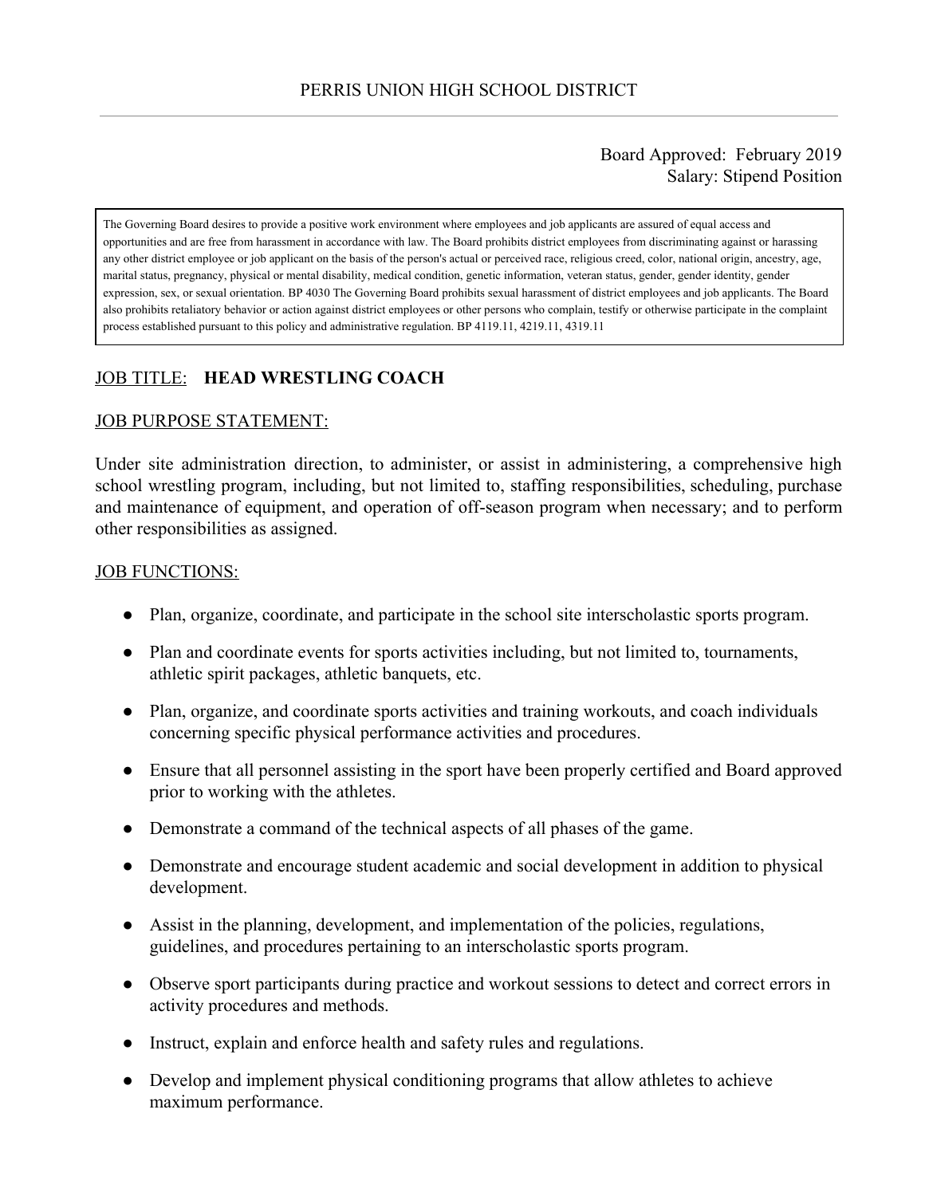# PERRIS UNION HIGH SCHOOL DISTRICT

Board Approved: February 2019
Salary: Stipend Position

> The Governing Board desires to provide a positive work environment where employees and job applicants are assured of equal access and opportunities and are free from harassment in accordance with law. The Board prohibits district employees from discriminating against or harassing any other district employee or job applicant on the basis of the person's actual or perceived race, religious creed, color, national origin, ancestry, age, marital status, pregnancy, physical or mental disability, medical condition, genetic information, veteran status, gender, gender identity, gender expression, sex, or sexual orientation. BP 4030 The Governing Board prohibits sexual harassment of district employees and job applicants. The Board also prohibits retaliatory behavior or action against district employees or other persons who complain, testify or otherwise participate in the complaint process established pursuant to this policy and administrative regulation. BP 4119.11, 4219.11, 4319.11

## JOB TITLE: **HEAD WRESTLING COACH**

## JOB PURPOSE STATEMENT:

Under site administration direction, to administer, or assist in administering, a comprehensive high school wrestling program, including, but not limited to, staffing responsibilities, scheduling, purchase and maintenance of equipment, and operation of off-season program when necessary; and to perform other responsibilities as assigned.

## JOB FUNCTIONS:

- Plan, organize, coordinate, and participate in the school site interscholastic sports program.
- Plan and coordinate events for sports activities including, but not limited to, tournaments, athletic spirit packages, athletic banquets, etc.
- Plan, organize, and coordinate sports activities and training workouts, and coach individuals concerning specific physical performance activities and procedures.
- Ensure that all personnel assisting in the sport have been properly certified and Board approved prior to working with the athletes.
- Demonstrate a command of the technical aspects of all phases of the game.
- Demonstrate and encourage student academic and social development in addition to physical development.
- Assist in the planning, development, and implementation of the policies, regulations, guidelines, and procedures pertaining to an interscholastic sports program.
- Observe sport participants during practice and workout sessions to detect and correct errors in activity procedures and methods.
- Instruct, explain and enforce health and safety rules and regulations.
- Develop and implement physical conditioning programs that allow athletes to achieve maximum performance.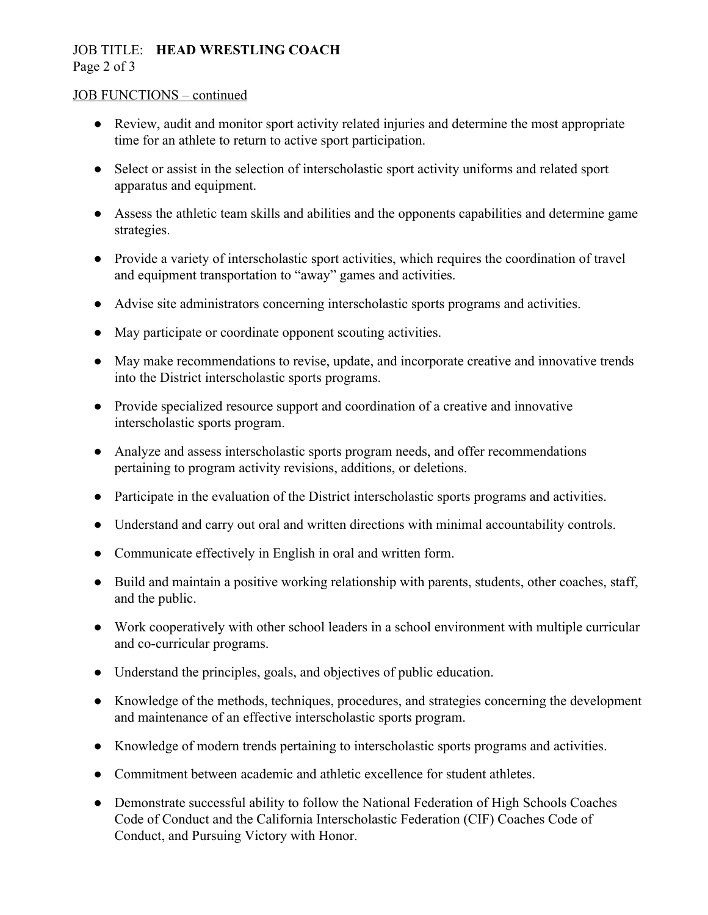JOB FUNCTIONS – continued

- Review, audit and monitor sport activity related injuries and determine the most appropriate time for an athlete to return to active sport participation.
- Select or assist in the selection of interscholastic sport activity uniforms and related sport apparatus and equipment.
- Assess the athletic team skills and abilities and the opponents capabilities and determine game strategies.
- Provide a variety of interscholastic sport activities, which requires the coordination of travel and equipment transportation to "away" games and activities.
- Advise site administrators concerning interscholastic sports programs and activities.
- May participate or coordinate opponent scouting activities.
- May make recommendations to revise, update, and incorporate creative and innovative trends into the District interscholastic sports programs.
- Provide specialized resource support and coordination of a creative and innovative interscholastic sports program.
- Analyze and assess interscholastic sports program needs, and offer recommendations pertaining to program activity revisions, additions, or deletions.
- Participate in the evaluation of the District interscholastic sports programs and activities.
- Understand and carry out oral and written directions with minimal accountability controls.
- Communicate effectively in English in oral and written form.
- Build and maintain a positive working relationship with parents, students, other coaches, staff, and the public.
- Work cooperatively with other school leaders in a school environment with multiple curricular and co-curricular programs.
- Understand the principles, goals, and objectives of public education.
- Knowledge of the methods, techniques, procedures, and strategies concerning the development and maintenance of an effective interscholastic sports program.
- Knowledge of modern trends pertaining to interscholastic sports programs and activities.
- Commitment between academic and athletic excellence for student athletes.
- Demonstrate successful ability to follow the National Federation of High Schools Coaches Code of Conduct and the California Interscholastic Federation (CIF) Coaches Code of Conduct, and Pursuing Victory with Honor.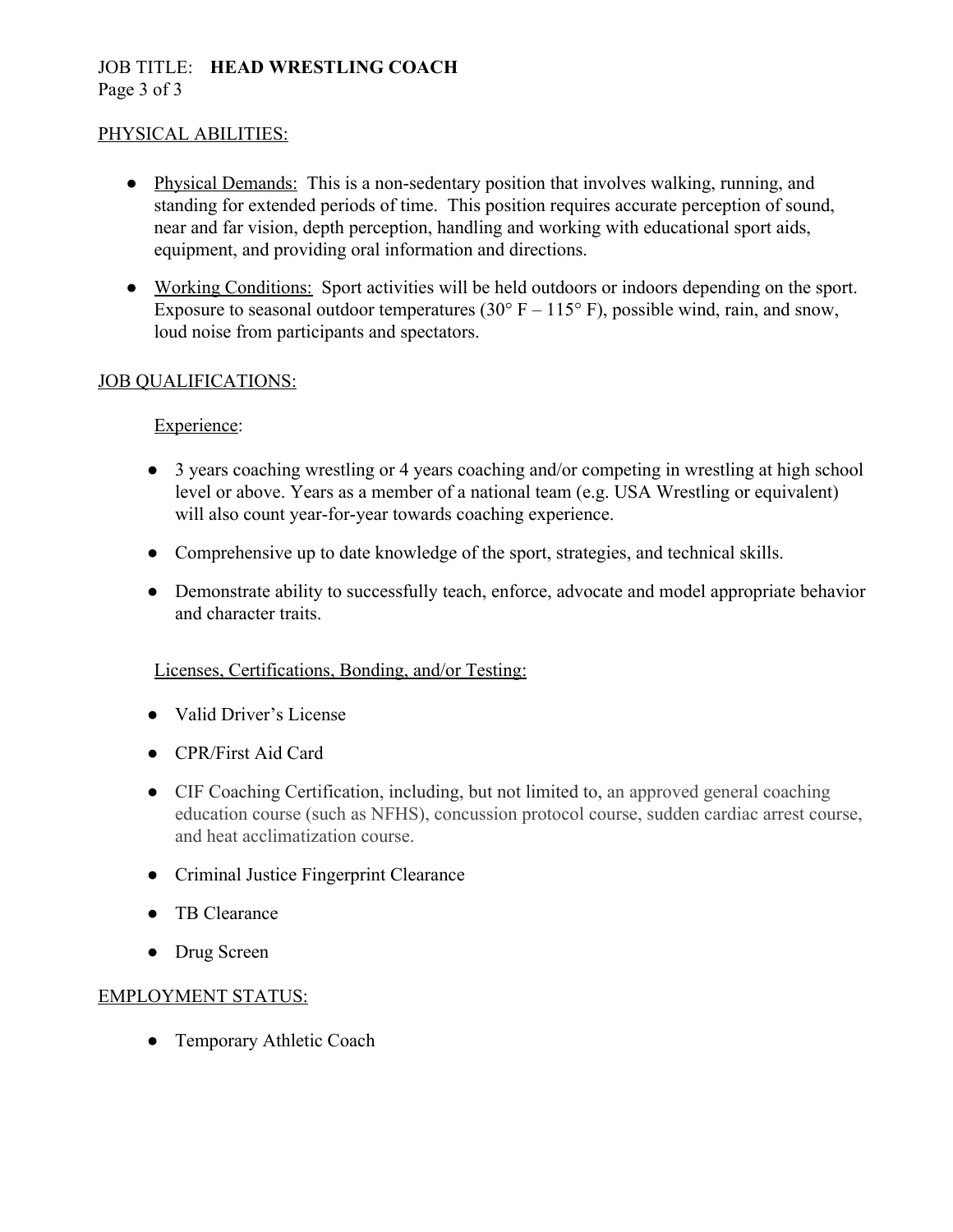## PHYSICAL ABILITIES:

- Physical Demands: This is a non-sedentary position that involves walking, running, and standing for extended periods of time. This position requires accurate perception of sound, near and far vision, depth perception, handling and working with educational sport aids, equipment, and providing oral information and directions.

- Working Conditions: Sport activities will be held outdoors or indoors depending on the sport. Exposure to seasonal outdoor temperatures (30° F – 115° F), possible wind, rain, and snow, loud noise from participants and spectators.

## JOB QUALIFICATIONS:

### Experience:

- 3 years coaching wrestling or 4 years coaching and/or competing in wrestling at high school level or above. Years as a member of a national team (e.g. USA Wrestling or equivalent) will also count year-for-year towards coaching experience.

- Comprehensive up to date knowledge of the sport, strategies, and technical skills.

- Demonstrate ability to successfully teach, enforce, advocate and model appropriate behavior and character traits.

### Licenses, Certifications, Bonding, and/or Testing:

- Valid Driver's License

- CPR/First Aid Card

- CIF Coaching Certification, including, but not limited to, an approved general coaching education course (such as NFHS), concussion protocol course, sudden cardiac arrest course, and heat acclimatization course.

- Criminal Justice Fingerprint Clearance

- TB Clearance

- Drug Screen

## EMPLOYMENT STATUS:

- Temporary Athletic Coach